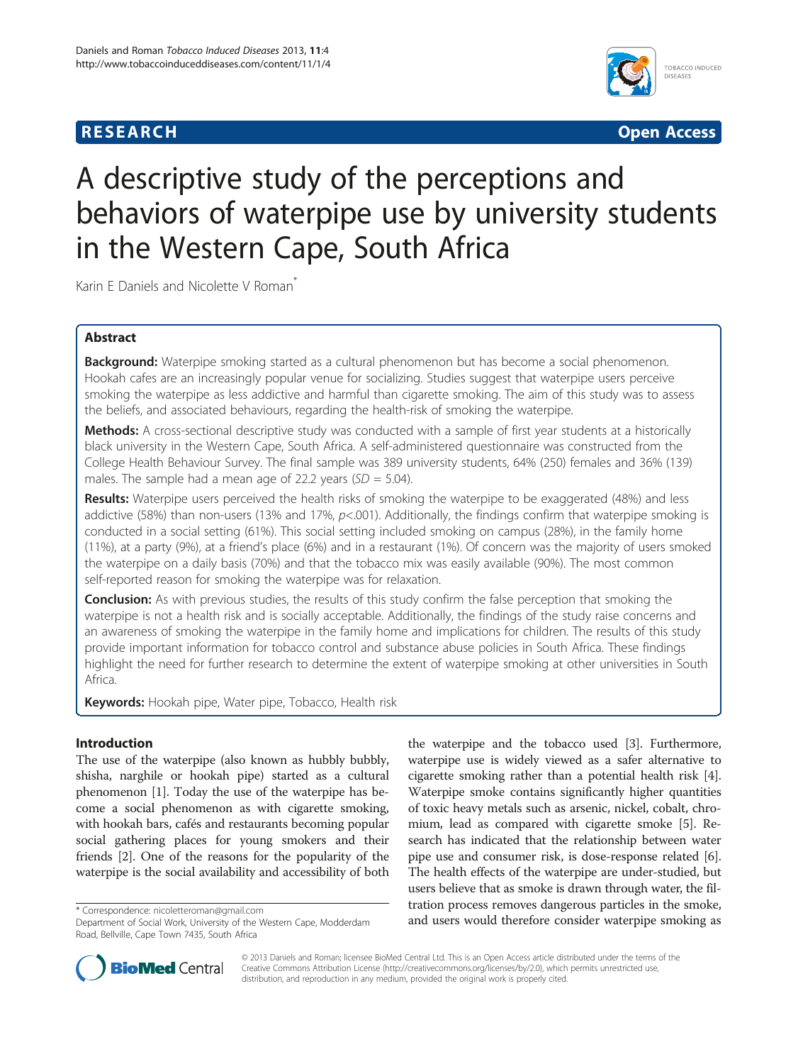RESEARCH Open Access

# A descriptive study of the perceptions and behaviors of waterpipe use by university students in the Western Cape, South Africa

Karin E Daniels and Nicolette V Roman*

## Abstract

**Background:** Waterpipe smoking started as a cultural phenomenon but has become a social phenomenon. Hookah cafes are an increasingly popular venue for socializing. Studies suggest that waterpipe users perceive smoking the waterpipe as less addictive and harmful than cigarette smoking. The aim of this study was to assess the beliefs, and associated behaviours, regarding the health-risk of smoking the waterpipe.

**Methods:** A cross-sectional descriptive study was conducted with a sample of first year students at a historically black university in the Western Cape, South Africa. A self-administered questionnaire was constructed from the College Health Behaviour Survey. The final sample was 389 university students, 64% (250) females and 36% (139) males. The sample had a mean age of 22.2 years ($SD = 5.04$).

**Results:** Waterpipe users perceived the health risks of smoking the waterpipe to be exaggerated (48%) and less addictive (58%) than non-users (13% and 17%, $p < .001$). Additionally, the findings confirm that waterpipe smoking is conducted in a social setting (61%). This social setting included smoking on campus (28%), in the family home (11%), at a party (9%), at a friend's place (6%) and in a restaurant (1%). Of concern was the majority of users smoked the waterpipe on a daily basis (70%) and that the tobacco mix was easily available (90%). The most common self-reported reason for smoking the waterpipe was for relaxation.

**Conclusion:** As with previous studies, the results of this study confirm the false perception that smoking the waterpipe is not a health risk and is socially acceptable. Additionally, the findings of the study raise concerns and an awareness of smoking the waterpipe in the family home and implications for children. The results of this study provide important information for tobacco control and substance abuse policies in South Africa. These findings highlight the need for further research to determine the extent of waterpipe smoking at other universities in South Africa.

**Keywords:** Hookah pipe, Water pipe, Tobacco, Health risk

## Introduction

The use of the waterpipe (also known as hubbly bubbly, shisha, narghile or hookah pipe) started as a cultural phenomenon [1]. Today the use of the waterpipe has become a social phenomenon as with cigarette smoking, with hookah bars, cafés and restaurants becoming popular social gathering places for young smokers and their friends [2]. One of the reasons for the popularity of the waterpipe is the social availability and accessibility of both the waterpipe and the tobacco used [3]. Furthermore, waterpipe use is widely viewed as a safer alternative to cigarette smoking rather than a potential health risk [4]. Waterpipe smoke contains significantly higher quantities of toxic heavy metals such as arsenic, nickel, cobalt, chromium, lead as compared with cigarette smoke [5]. Research has indicated that the relationship between water pipe use and consumer risk, is dose-response related [6]. The health effects of the waterpipe are under-studied, but users believe that as smoke is drawn through water, the filtration process removes dangerous particles in the smoke, and users would therefore consider waterpipe smoking as

\* Correspondence: nicoletteroman@gmail.com
Department of Social Work, University of the Western Cape, Modderdam Road, Bellville, Cape Town 7435, South Africa

© 2013 Daniels and Roman; licensee BioMed Central Ltd. This is an Open Access article distributed under the terms of the Creative Commons Attribution License (http://creativecommons.org/licenses/by/2.0), which permits unrestricted use, distribution, and reproduction in any medium, provided the original work is properly cited.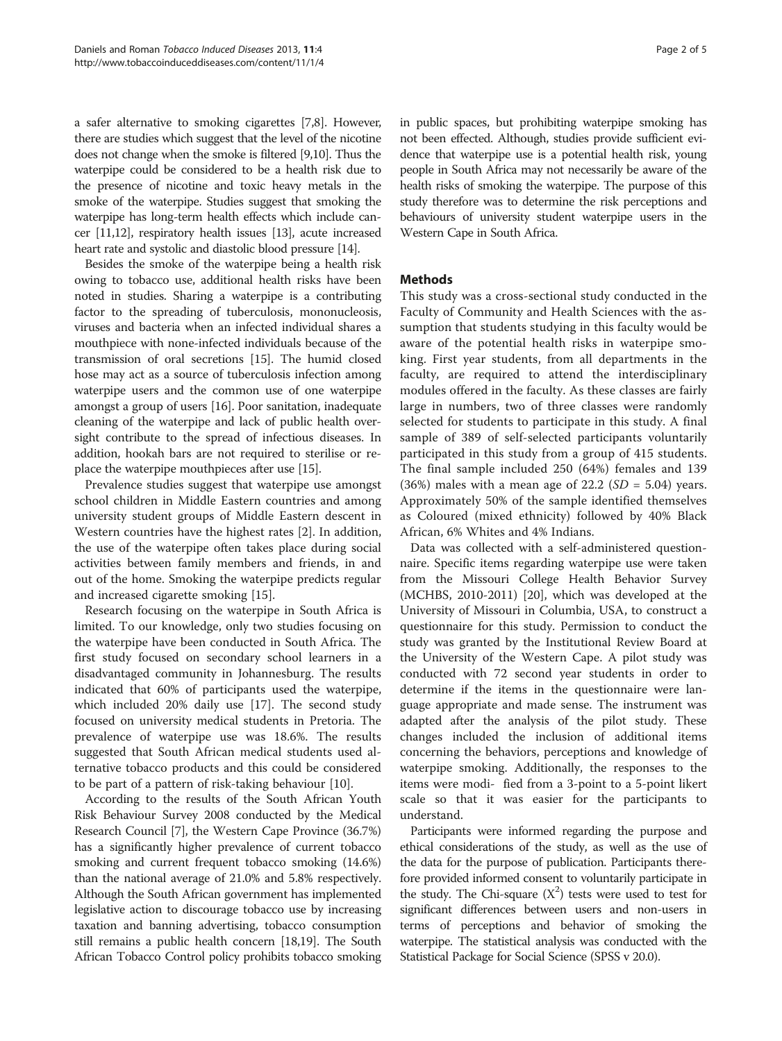a safer alternative to smoking cigarettes [7,8]. However, there are studies which suggest that the level of the nicotine does not change when the smoke is filtered [9,10]. Thus the waterpipe could be considered to be a health risk due to the presence of nicotine and toxic heavy metals in the smoke of the waterpipe. Studies suggest that smoking the waterpipe has long-term health effects which include cancer [11,12], respiratory health issues [13], acute increased heart rate and systolic and diastolic blood pressure [14].

Besides the smoke of the waterpipe being a health risk owing to tobacco use, additional health risks have been noted in studies. Sharing a waterpipe is a contributing factor to the spreading of tuberculosis, mononucleosis, viruses and bacteria when an infected individual shares a mouthpiece with none-infected individuals because of the transmission of oral secretions [15]. The humid closed hose may act as a source of tuberculosis infection among waterpipe users and the common use of one waterpipe amongst a group of users [16]. Poor sanitation, inadequate cleaning of the waterpipe and lack of public health oversight contribute to the spread of infectious diseases. In addition, hookah bars are not required to sterilise or replace the waterpipe mouthpieces after use [15].

Prevalence studies suggest that waterpipe use amongst school children in Middle Eastern countries and among university student groups of Middle Eastern descent in Western countries have the highest rates [2]. In addition, the use of the waterpipe often takes place during social activities between family members and friends, in and out of the home. Smoking the waterpipe predicts regular and increased cigarette smoking [15].

Research focusing on the waterpipe in South Africa is limited. To our knowledge, only two studies focusing on the waterpipe have been conducted in South Africa. The first study focused on secondary school learners in a disadvantaged community in Johannesburg. The results indicated that 60% of participants used the waterpipe, which included 20% daily use [17]. The second study focused on university medical students in Pretoria. The prevalence of waterpipe use was 18.6%. The results suggested that South African medical students used alternative tobacco products and this could be considered to be part of a pattern of risk-taking behaviour [10].

According to the results of the South African Youth Risk Behaviour Survey 2008 conducted by the Medical Research Council [7], the Western Cape Province (36.7%) has a significantly higher prevalence of current tobacco smoking and current frequent tobacco smoking (14.6%) than the national average of 21.0% and 5.8% respectively. Although the South African government has implemented legislative action to discourage tobacco use by increasing taxation and banning advertising, tobacco consumption still remains a public health concern [18,19]. The South African Tobacco Control policy prohibits tobacco smoking in public spaces, but prohibiting waterpipe smoking has not been effected. Although, studies provide sufficient evidence that waterpipe use is a potential health risk, young people in South Africa may not necessarily be aware of the health risks of smoking the waterpipe. The purpose of this study therefore was to determine the risk perceptions and behaviours of university student waterpipe users in the Western Cape in South Africa.

## Methods

This study was a cross-sectional study conducted in the Faculty of Community and Health Sciences with the assumption that students studying in this faculty would be aware of the potential health risks in waterpipe smoking. First year students, from all departments in the faculty, are required to attend the interdisciplinary modules offered in the faculty. As these classes are fairly large in numbers, two of three classes were randomly selected for students to participate in this study. A final sample of 389 of self-selected participants voluntarily participated in this study from a group of 415 students. The final sample included 250 (64%) females and 139 (36%) males with a mean age of 22.2 (*SD* = 5.04) years. Approximately 50% of the sample identified themselves as Coloured (mixed ethnicity) followed by 40% Black African, 6% Whites and 4% Indians.

Data was collected with a self-administered questionnaire. Specific items regarding waterpipe use were taken from the Missouri College Health Behavior Survey (MCHBS, 2010-2011) [20], which was developed at the University of Missouri in Columbia, USA, to construct a questionnaire for this study. Permission to conduct the study was granted by the Institutional Review Board at the University of the Western Cape. A pilot study was conducted with 72 second year students in order to determine if the items in the questionnaire were language appropriate and made sense. The instrument was adapted after the analysis of the pilot study. These changes included the inclusion of additional items concerning the behaviors, perceptions and knowledge of waterpipe smoking. Additionally, the responses to the items were modi- fied from a 3-point to a 5-point likert scale so that it was easier for the participants to understand.

Participants were informed regarding the purpose and ethical considerations of the study, as well as the use of the data for the purpose of publication. Participants therefore provided informed consent to voluntarily participate in the study. The Chi-square ($X^2$) tests were used to test for significant differences between users and non-users in terms of perceptions and behavior of smoking the waterpipe. The statistical analysis was conducted with the Statistical Package for Social Science (SPSS v 20.0).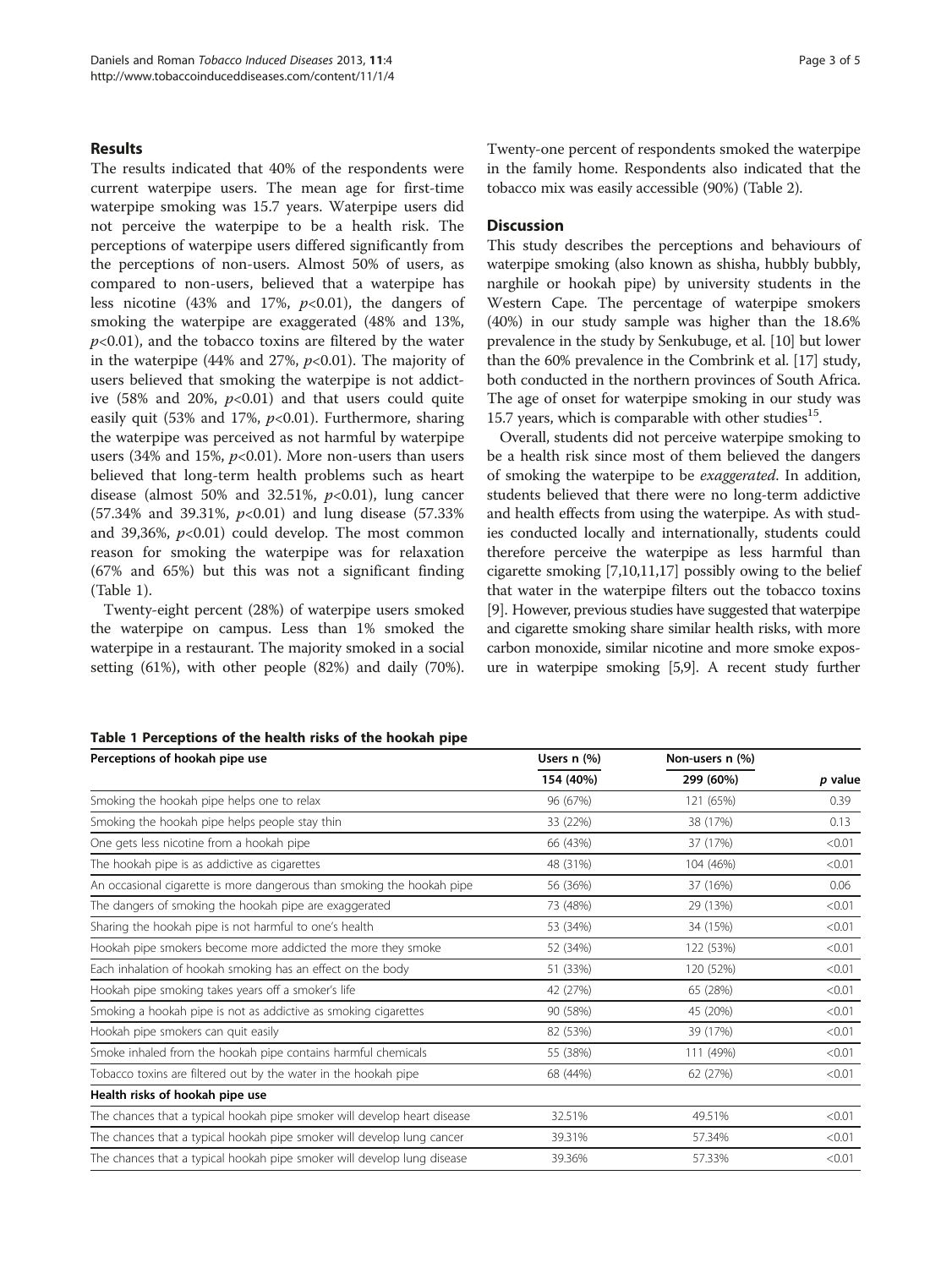## Results

The results indicated that 40% of the respondents were current waterpipe users. The mean age for first-time waterpipe smoking was 15.7 years. Waterpipe users did not perceive the waterpipe to be a health risk. The perceptions of waterpipe users differed significantly from the perceptions of non-users. Almost 50% of users, as compared to non-users, believed that a waterpipe has less nicotine (43% and 17%, $p<0.01$), the dangers of smoking the waterpipe are exaggerated (48% and 13%, $p<0.01$), and the tobacco toxins are filtered by the water in the waterpipe (44% and 27%, $p<0.01$). The majority of users believed that smoking the waterpipe is not addictive (58% and 20%, $p<0.01$) and that users could quite easily quit (53% and 17%, $p<0.01$). Furthermore, sharing the waterpipe was perceived as not harmful by waterpipe users (34% and 15%, $p<0.01$). More non-users than users believed that long-term health problems such as heart disease (almost 50% and 32.51%, $p<0.01$), lung cancer (57.34% and 39.31%, $p<0.01$) and lung disease (57.33% and 39,36%, $p<0.01$) could develop. The most common reason for smoking the waterpipe was for relaxation (67% and 65%) but this was not a significant finding (Table 1).

Twenty-eight percent (28%) of waterpipe users smoked the waterpipe on campus. Less than 1% smoked the waterpipe in a restaurant. The majority smoked in a social setting (61%), with other people (82%) and daily (70%). Twenty-one percent of respondents smoked the waterpipe in the family home. Respondents also indicated that the tobacco mix was easily accessible (90%) (Table 2).

## Discussion

This study describes the perceptions and behaviours of waterpipe smoking (also known as shisha, hubbly bubbly, narghile or hookah pipe) by university students in the Western Cape. The percentage of waterpipe smokers (40%) in our study sample was higher than the 18.6% prevalence in the study by Senkubuge, et al. [10] but lower than the 60% prevalence in the Combrink et al. [17] study, both conducted in the northern provinces of South Africa. The age of onset for waterpipe smoking in our study was 15.7 years, which is comparable with other studies[15].

Overall, students did not perceive waterpipe smoking to be a health risk since most of them believed the dangers of smoking the waterpipe to be *exaggerated*. In addition, students believed that there were no long-term addictive and health effects from using the waterpipe. As with studies conducted locally and internationally, students could therefore perceive the waterpipe as less harmful than cigarette smoking [7,10,11,17] possibly owing to the belief that water in the waterpipe filters out the tobacco toxins [9]. However, previous studies have suggested that waterpipe and cigarette smoking share similar health risks, with more carbon monoxide, similar nicotine and more smoke exposure in waterpipe smoking [5,9]. A recent study further

**Table 1 Perceptions of the health risks of the hookah pipe**

| Perceptions of hookah pipe use | Users n (%) | Non-users n (%) | |
|---|---|---|---|
| | 154 (40%) | 299 (60%) | *p* value |
| Smoking the hookah pipe helps one to relax | 96 (67%) | 121 (65%) | 0.39 |
| Smoking the hookah pipe helps people stay thin | 33 (22%) | 38 (17%) | 0.13 |
| One gets less nicotine from a hookah pipe | 66 (43%) | 37 (17%) | <0.01 |
| The hookah pipe is as addictive as cigarettes | 48 (31%) | 104 (46%) | <0.01 |
| An occasional cigarette is more dangerous than smoking the hookah pipe | 56 (36%) | 37 (16%) | 0.06 |
| The dangers of smoking the hookah pipe are exaggerated | 73 (48%) | 29 (13%) | <0.01 |
| Sharing the hookah pipe is not harmful to one's health | 53 (34%) | 34 (15%) | <0.01 |
| Hookah pipe smokers become more addicted the more they smoke | 52 (34%) | 122 (53%) | <0.01 |
| Each inhalation of hookah smoking has an effect on the body | 51 (33%) | 120 (52%) | <0.01 |
| Hookah pipe smoking takes years off a smoker's life | 42 (27%) | 65 (28%) | <0.01 |
| Smoking a hookah pipe is not as addictive as smoking cigarettes | 90 (58%) | 45 (20%) | <0.01 |
| Hookah pipe smokers can quit easily | 82 (53%) | 39 (17%) | <0.01 |
| Smoke inhaled from the hookah pipe contains harmful chemicals | 55 (38%) | 111 (49%) | <0.01 |
| Tobacco toxins are filtered out by the water in the hookah pipe | 68 (44%) | 62 (27%) | <0.01 |
| **Health risks of hookah pipe use** | | | |
| The chances that a typical hookah pipe smoker will develop heart disease | 32.51% | 49.51% | <0.01 |
| The chances that a typical hookah pipe smoker will develop lung cancer | 39.31% | 57.34% | <0.01 |
| The chances that a typical hookah pipe smoker will develop lung disease | 39.36% | 57.33% | <0.01 |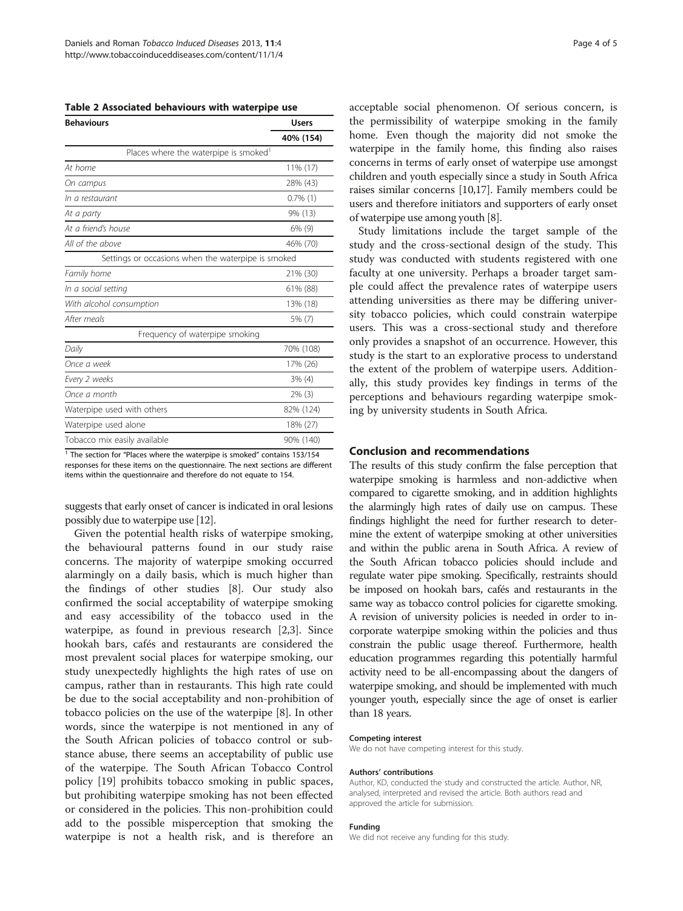**Table 2 Associated behaviours with waterpipe use**

| Behaviours | Users |
|---|---|
| | 40% (154) |
| Places where the waterpipe is smoked[1] | |
| *At home* | 11% (17) |
| *On campus* | 28% (43) |
| *In a restaurant* | 0.7% (1) |
| *At a party* | 9% (13) |
| *At a friend's house* | 6% (9) |
| *All of the above* | 46% (70) |
| Settings or occasions when the waterpipe is smoked | |
| *Family home* | 21% (30) |
| *In a social setting* | 61% (88) |
| *With alcohol consumption* | 13% (18) |
| *After meals* | 5% (7) |
| Frequency of waterpipe smoking | |
| *Daily* | 70% (108) |
| *Once a week* | 17% (26) |
| *Every 2 weeks* | 3% (4) |
| *Once a month* | 2% (3) |
| Waterpipe used with others | 82% (124) |
| Waterpipe used alone | 18% (27) |
| Tobacco mix easily available | 90% (140) |

[1] The section for "Places where the waterpipe is smoked" contains 153/154 responses for these items on the questionnaire. The next sections are different items within the questionnaire and therefore do not equate to 154.

suggests that early onset of cancer is indicated in oral lesions possibly due to waterpipe use [12].

Given the potential health risks of waterpipe smoking, the behavioural patterns found in our study raise concerns. The majority of waterpipe smoking occurred alarmingly on a daily basis, which is much higher than the findings of other studies [8]. Our study also confirmed the social acceptability of waterpipe smoking and easy accessibility of the tobacco used in the waterpipe, as found in previous research [2,3]. Since hookah bars, cafés and restaurants are considered the most prevalent social places for waterpipe smoking, our study unexpectedly highlights the high rates of use on campus, rather than in restaurants. This high rate could be due to the social acceptability and non-prohibition of tobacco policies on the use of the waterpipe [8]. In other words, since the waterpipe is not mentioned in any of the South African policies of tobacco control or substance abuse, there seems an acceptability of public use of the waterpipe. The South African Tobacco Control policy [19] prohibits tobacco smoking in public spaces, but prohibiting waterpipe smoking has not been effected or considered in the policies. This non-prohibition could add to the possible misperception that smoking the waterpipe is not a health risk, and is therefore an acceptable social phenomenon. Of serious concern, is the permissibility of waterpipe smoking in the family home. Even though the majority did not smoke the waterpipe in the family home, this finding also raises concerns in terms of early onset of waterpipe use amongst children and youth especially since a study in South Africa raises similar concerns [10,17]. Family members could be users and therefore initiators and supporters of early onset of waterpipe use among youth [8].

Study limitations include the target sample of the study and the cross-sectional design of the study. This study was conducted with students registered with one faculty at one university. Perhaps a broader target sample could affect the prevalence rates of waterpipe users attending universities as there may be differing university tobacco policies, which could constrain waterpipe users. This was a cross-sectional study and therefore only provides a snapshot of an occurrence. However, this study is the start to an explorative process to understand the extent of the problem of waterpipe users. Additionally, this study provides key findings in terms of the perceptions and behaviours regarding waterpipe smoking by university students in South Africa.

## Conclusion and recommendations

The results of this study confirm the false perception that waterpipe smoking is harmless and non-addictive when compared to cigarette smoking, and in addition highlights the alarmingly high rates of daily use on campus. These findings highlight the need for further research to determine the extent of waterpipe smoking at other universities and within the public arena in South Africa. A review of the South African tobacco policies should include and regulate water pipe smoking. Specifically, restraints should be imposed on hookah bars, cafés and restaurants in the same way as tobacco control policies for cigarette smoking. A revision of university policies is needed in order to incorporate waterpipe smoking within the policies and thus constrain the public usage thereof. Furthermore, health education programmes regarding this potentially harmful activity need to be all-encompassing about the dangers of waterpipe smoking, and should be implemented with much younger youth, especially since the age of onset is earlier than 18 years.

#### Competing interest

We do not have competing interest for this study.

#### Authors' contributions

Author, KD, conducted the study and constructed the article. Author, NR, analysed, interpreted and revised the article. Both authors read and approved the article for submission.

#### Funding

We did not receive any funding for this study.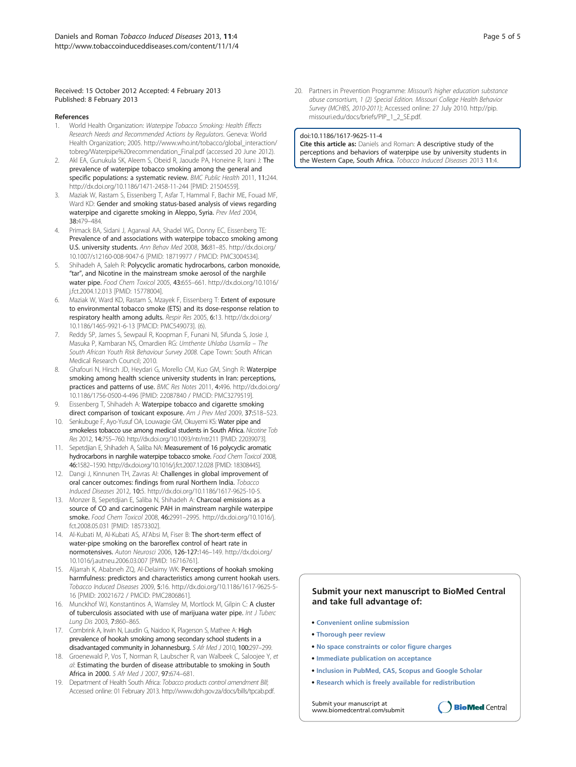Received: 15 October 2012 Accepted: 4 February 2013
Published: 8 February 2013

## References

1. World Health Organization: *Waterpipe Tobacco Smoking: Health Effects Research Needs and Recommended Actions by Regulators*. Geneva: World Health Organization; 2005. http://www.who.int/tobacco/global_interaction/tobreg/Waterpipe%20recommendation_Final.pdf (accessed 20 June 2012).
2. Akl EA, Gunukula SK, Aleem S, Obeid R, Jaoude PA, Honeine R, Irani J: **The prevalence of waterpipe tobacco smoking among the general and specific populations: a systematic review.** *BMC Public Health* 2011, **11:**244. http://dx.doi.org/10.1186/1471-2458-11-244 [PMID: 21504559].
3. Maziak W, Rastam S, Eissenberg T, Asfar T, Hammal F, Bachir ME, Fouad MF, Ward KD: **Gender and smoking status-based analysis of views regarding waterpipe and cigarette smoking in Aleppo, Syria.** *Prev Med* 2004, **38:**479–484.
4. Primack BA, Sidani J, Agarwal AA, Shadel WG, Donny EC, Eissenberg TE: **Prevalence of and associations with waterpipe tobacco smoking among U.S. university students.** *Ann Behav Med* 2008, **36:**81–85. http://dx.doi.org/10.1007/s12160-008-9047-6 [PMID: 18719977 / PMCID: PMC3004534].
5. Shihadeh A, Saleh R: **Polycyclic aromatic hydrocarbons, carbon monoxide, "tar", and Nicotine in the mainstream smoke aerosol of the narghile water pipe.** *Food Chem Toxicol* 2005, **43:**655–661. http://dx.doi.org/10.1016/j.fct.2004.12.013 [PMID: 15778004].
6. Maziak W, Ward KD, Rastam S, Mzayek F, Eissenberg T: **Extent of exposure to environmental tobacco smoke (ETS) and its dose-response relation to respiratory health among adults.** *Respir Res* 2005, **6:**13. http://dx.doi.org/10.1186/1465-9921-6-13 [PMCID: PMC549073]. (6).
7. Reddy SP, James S, Sewpaul R, Koopman F, Funani NI, Sifunda S, Josie J, Masuka P, Kambaran NS, Omardien RG: *Umthente Uhlaba Usamila – The South African Youth Risk Behaviour Survey 2008*. Cape Town: South African Medical Research Council; 2010.
8. Ghafouri N, Hirsch JD, Heydari G, Morello CM, Kuo GM, Singh R: **Waterpipe smoking among health science university students in Iran: perceptions, practices and patterns of use.** *BMC Res Notes* 2011, **4:**496. http://dx.doi.org/10.1186/1756-0500-4-496 [PMID: 22087840 / PMCID: PMC3279519].
9. Eissenberg T, Shihadeh A: **Waterpipe tobacco and cigarette smoking direct comparison of toxicant exposure.** *Am J Prev Med* 2009, **37:**518–523.
10. Senkubuge F, Ayo-Yusuf OA, Louwagie GM, Okuyemi KS: **Water pipe and smokeless tobacco use among medical students in South Africa.** *Nicotine Tob Res* 2012, **14:**755–760. http://dx.doi.org/10.1093/ntr/ntr211 [PMID: 22039073].
11. Sepetdjian E, Shihadeh A, Saliba NA: **Measurement of 16 polycyclic aromatic hydrocarbons in narghile waterpipe tobacco smoke.** *Food Chem Toxicol* 2008, **46:**1582–1590. http://dx.doi.org/10.1016/j.fct.2007.12.028 [PMID: 18308445].
12. Dangi J, Kinnunen TH, Zavras AI: **Challenges in global improvement of oral cancer outcomes: findings from rural Northern India.** *Tobacco Induced Diseases* 2012, **10:**5. http://dx.doi.org/10.1186/1617-9625-10-5.
13. Monzer B, Sepetdjian E, Saliba N, Shihadeh A: **Charcoal emissions as a source of CO and carcinogenic PAH in mainstream narghile waterpipe smoke.** *Food Chem Toxicol* 2008, **46:**2991–2995. http://dx.doi.org/10.1016/j.fct.2008.05.031 [PMID: 18573302].
14. Al-Kubati M, Al-Kubati AS, Al'Absi M, Fiser B: **The short-term effect of water-pipe smoking on the baroreflex control of heart rate in normotensives.** *Auton Neurosci* 2006, **126-127:**146–149. http://dx.doi.org/10.1016/j.autneu.2006.03.007 [PMID: 16716761].
15. Aljarrah K, Ababneh ZQ, Al-Delaimy WK: **Perceptions of hookah smoking harmfulness: predictors and characteristics among current hookah users.** *Tobacco Induced Diseases* 2009, **5:**16. http://dx.doi.org/10.1186/1617-9625-5-16 [PMID: 20021672 / PMCID: PMC2806861].
16. Munckhof WJ, Konstantinos A, Wamsley M, Mortlock M, Gilpin C: **A cluster of tuberculosis associated with use of marijuana water pipe.** *Int J Tuberc Lung Dis* 2003, **7:**860–865.
17. Combrink A, Irwin N, Laudin G, Naidoo K, Plagerson S, Mathee A: **High prevalence of hookah smoking among secondary school students in a disadvantaged community in Johannesburg.** *S Afr Med J* 2010, **100:**297–299.
18. Groenewald P, Vos T, Norman R, Laubscher R, van Walbeek C, Saloojee Y, *et al*: **Estimating the burden of disease attributable to smoking in South Africa in 2000.** *S Afr Med J* 2007, **97:**674–681.
19. Department of Health South Africa: *Tobacco products control amendment Bill*; Accessed online: 01 February 2013. http://www.doh.gov.za/docs/bills/tpcab.pdf.
20. Partners in Prevention Programme: *Missouri's higher education substance abuse consortium, 1 (2) Special Edition. Missouri College Health Behavior Survey (MCHBS, 2010-2011)*; Accessed online: 27 July 2010. http://pip.missouri.edu/docs/briefs/PIP_1_2_SE.pdf.

doi:10.1186/1617-9625-11-4

**Cite this article as:** Daniels and Roman: A descriptive study of the perceptions and behaviors of waterpipe use by university students in the Western Cape, South Africa. *Tobacco Induced Diseases* 2013 11:4.

**Submit your next manuscript to BioMed Central and take full advantage of:**

- **Convenient online submission**
- **Thorough peer review**
- **No space constraints or color figure charges**
- **Immediate publication on acceptance**
- **Inclusion in PubMed, CAS, Scopus and Google Scholar**
- **Research which is freely available for redistribution**

Submit your manuscript at
www.biomedcentral.com/submit

BioMed Central